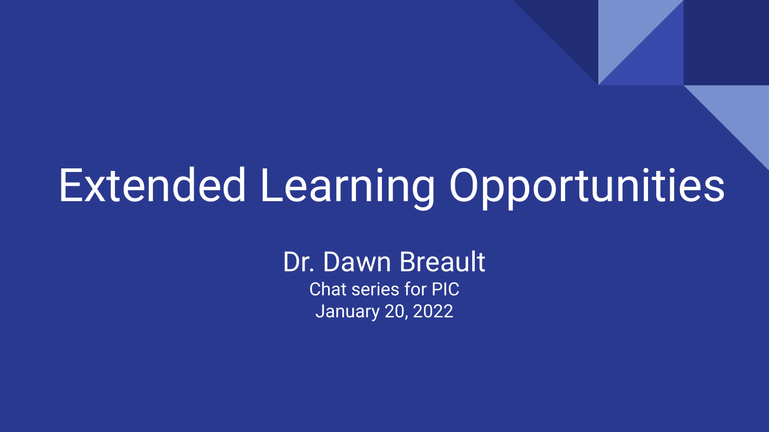# Extended Learning Opportunities

Dr. Dawn Breault

Chat series for PIC

January 20, 2022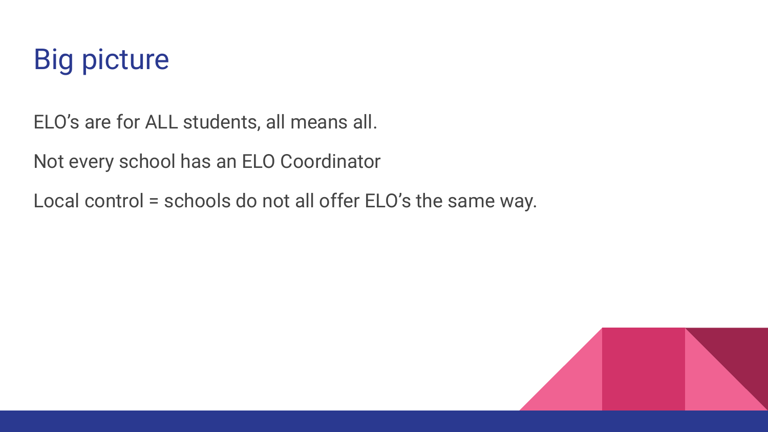# Big picture

ELO’s are for ALL students, all means all.

Not every school has an ELO Coordinator

Local control = schools do not all offer ELO’s the same way.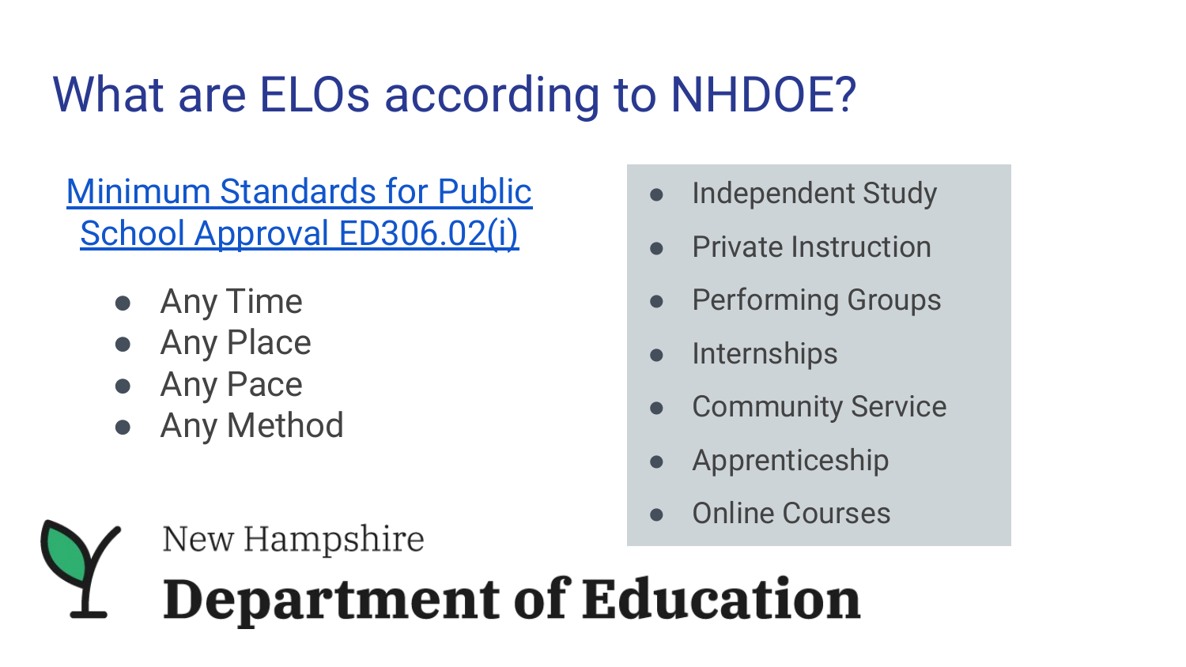# What are ELOs according to NHDOE?

Minimum Standards for Public School Approval ED306.02(i)

- Any Time
- Any Place
- Any Pace
- Any Method

- Independent Study
- Private Instruction
- Performing Groups
- Internships
- Community Service
- Apprenticeship
- Online Courses

New Hampshire

**Department of Education**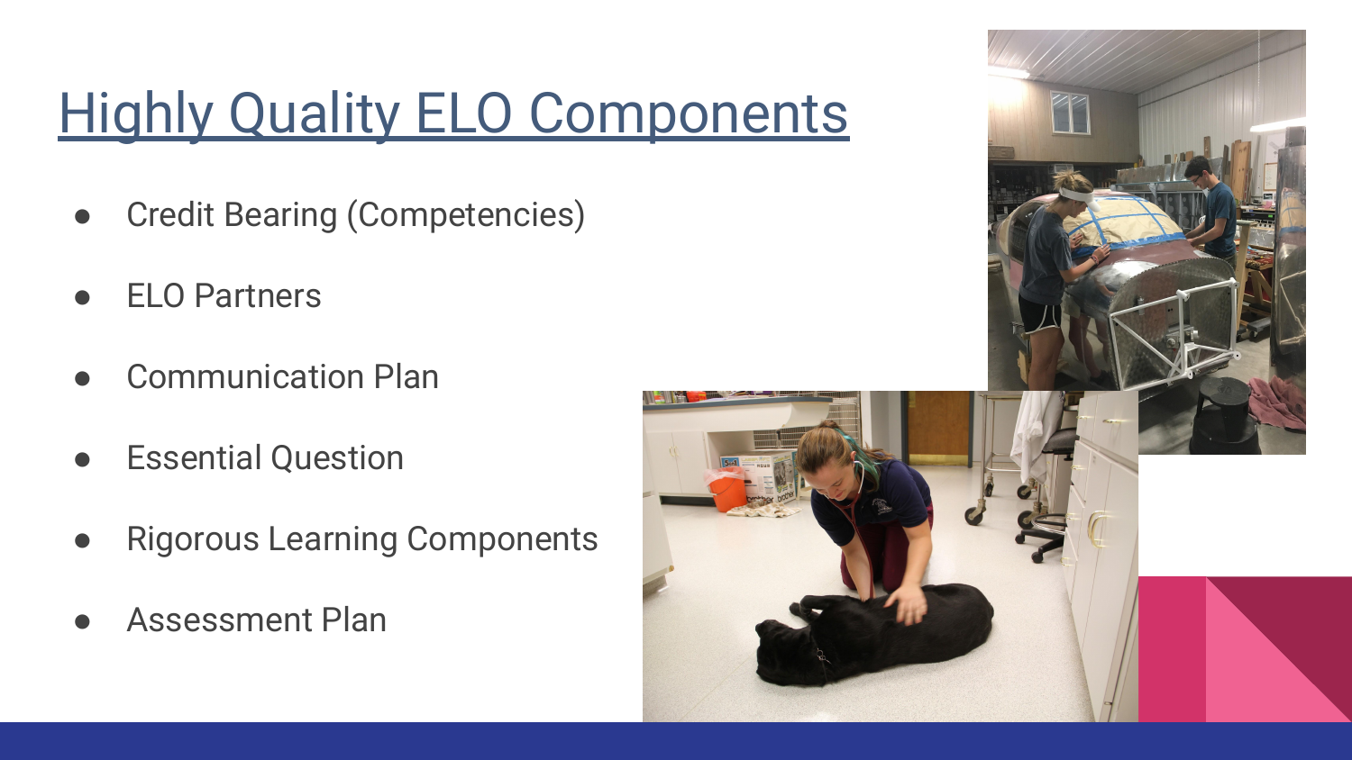# Highly Quality ELO Components

- Credit Bearing (Competencies)
- ELO Partners
- Communication Plan
- Essential Question
- Rigorous Learning Components
- Assessment Plan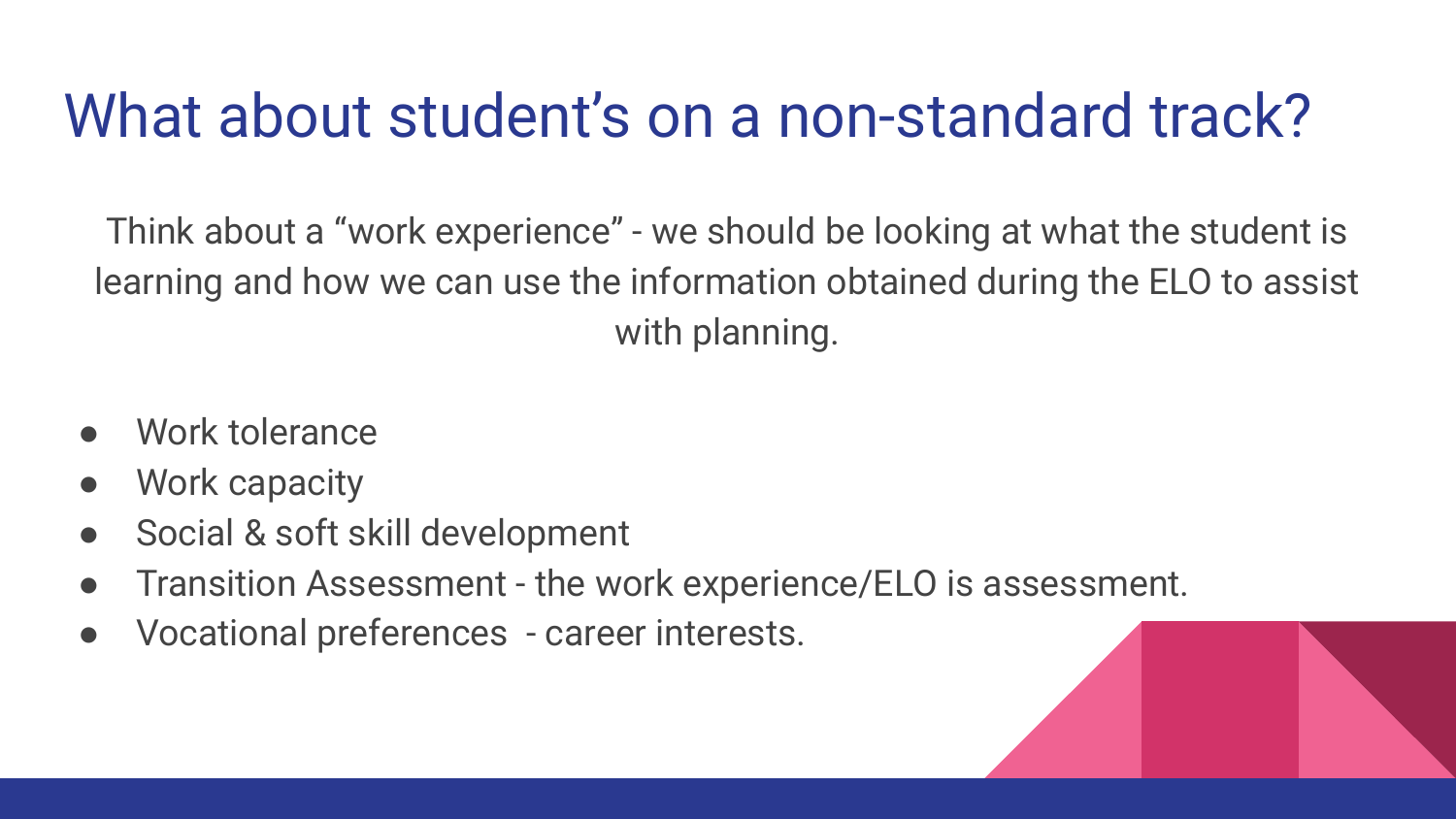# What about student's on a non-standard track?

Think about a "work experience" - we should be looking at what the student is learning and how we can use the information obtained during the ELO to assist with planning.

- Work tolerance
- Work capacity
- Social & soft skill development
- Transition Assessment - the work experience/ELO is assessment.
- Vocational preferences - career interests.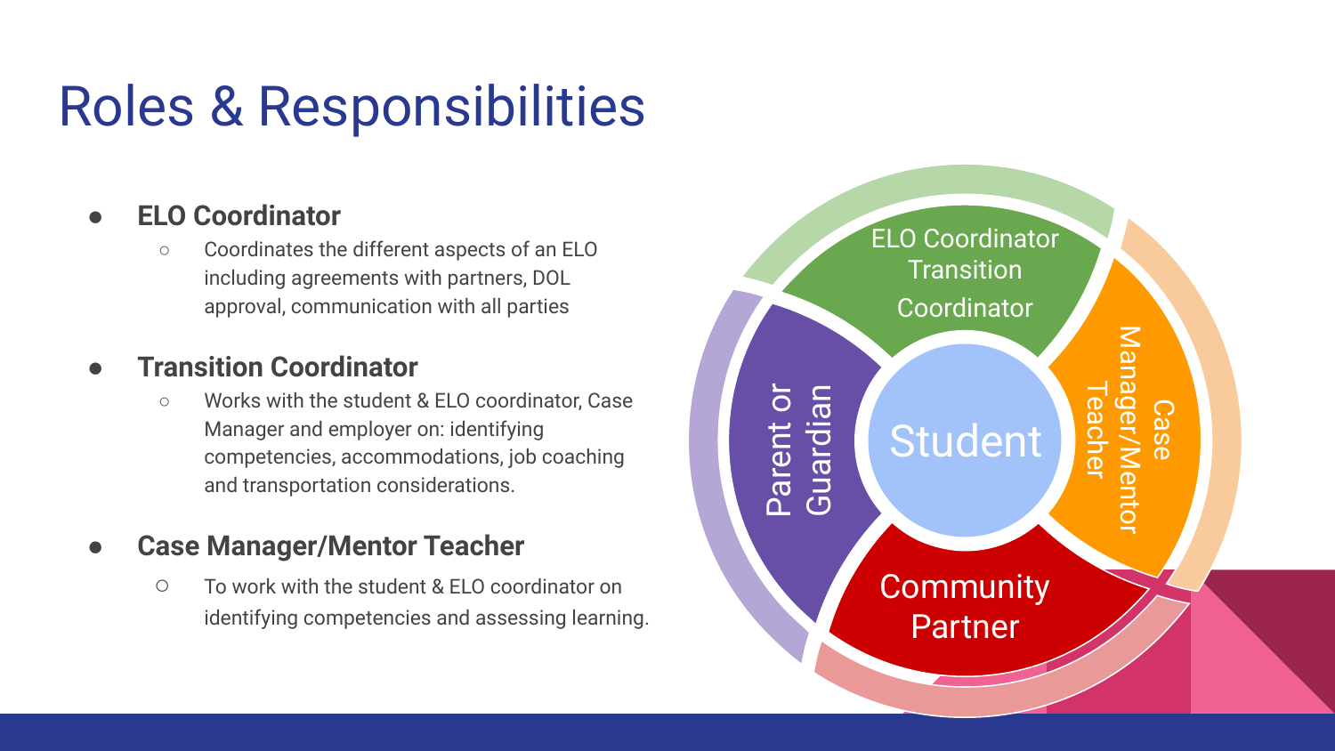# Roles & Responsibilities

- **ELO Coordinator**
  - Coordinates the different aspects of an ELO including agreements with partners, DOL approval, communication with all parties
- **Transition Coordinator**
  - Works with the student & ELO coordinator, Case Manager and employer on: identifying competencies, accommodations, job coaching and transportation considerations.
- **Case Manager/Mentor Teacher**
  - To work with the student & ELO coordinator on identifying competencies and assessing learning.

Student

ELO Coordinator Transition Coordinator

Case Manager/Mentor Teacher

Community Partner

Parent or Guardian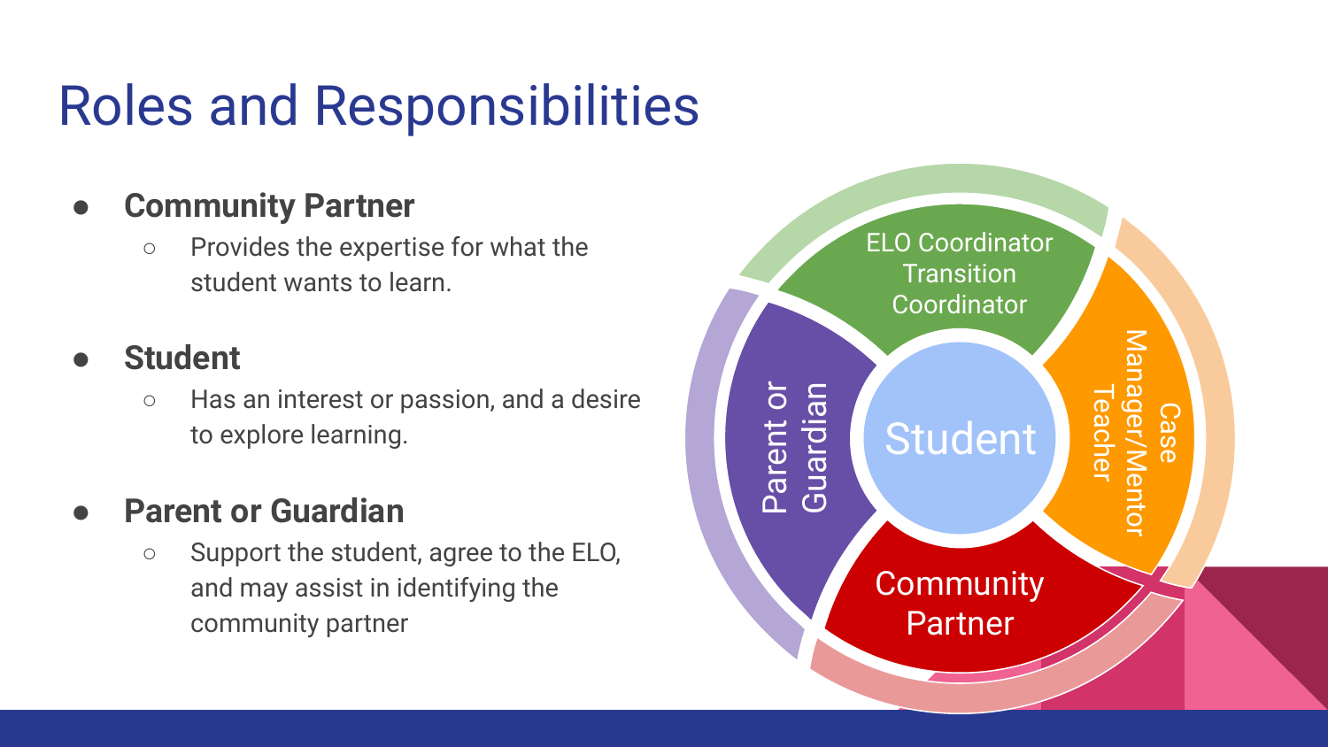# Roles and Responsibilities

- **Community Partner**
  - Provides the expertise for what the student wants to learn.
- **Student**
  - Has an interest or passion, and a desire to explore learning.
- **Parent or Guardian**
  - Support the student, agree to the ELO, and may assist in identifying the community partner

Student

ELO Coordinator Transition Coordinator

Case Manager/Mentor Teacher

Community Partner

Parent or Guardian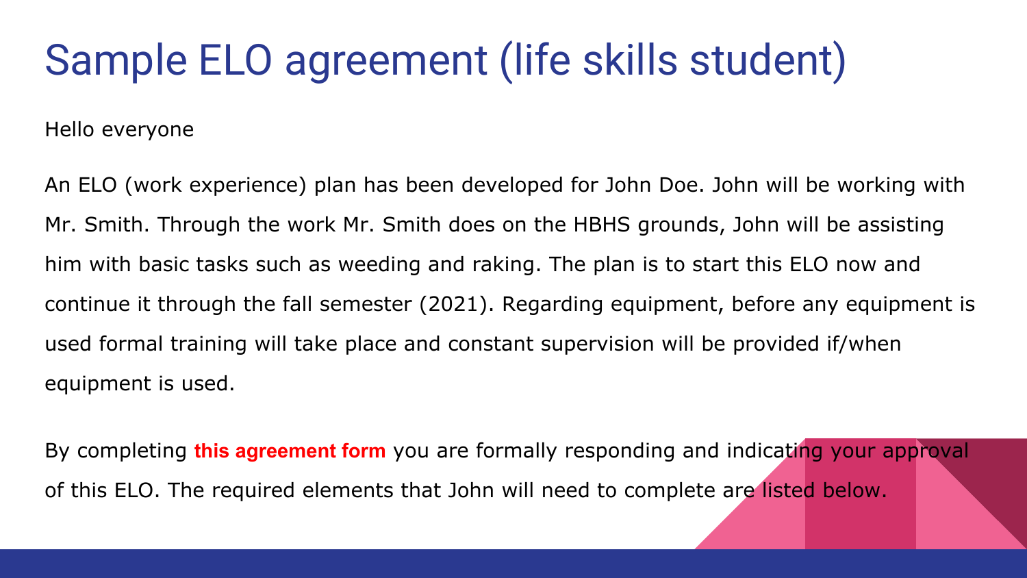# Sample ELO agreement (life skills student)

Hello everyone

An ELO (work experience) plan has been developed for John Doe. John will be working with Mr. Smith. Through the work Mr. Smith does on the HBHS grounds, John will be assisting him with basic tasks such as weeding and raking. The plan is to start this ELO now and continue it through the fall semester (2021). Regarding equipment, before any equipment is used formal training will take place and constant supervision will be provided if/when equipment is used.

By completing **this agreement form** you are formally responding and indicating your approval of this ELO. The required elements that John will need to complete are listed below.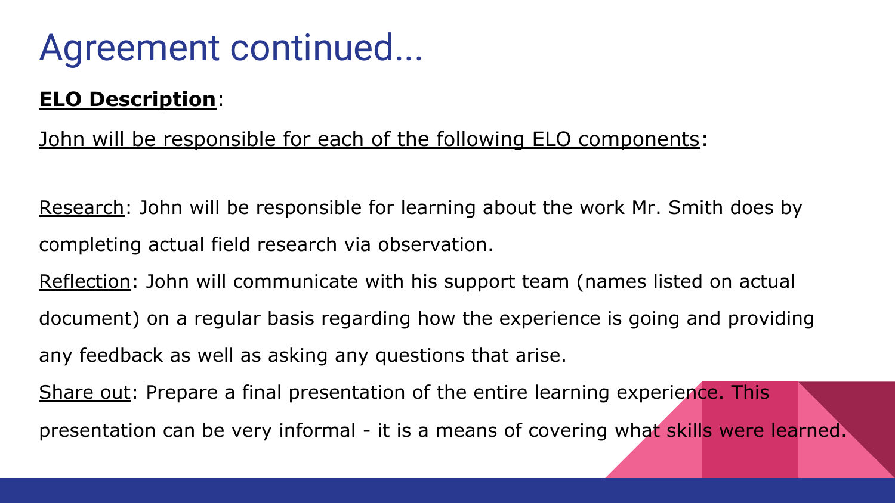# Agreement continued...

**<u>ELO Description</u>**:

<u>John will be responsible for each of the following ELO components</u>:

<u>Research</u>: John will be responsible for learning about the work Mr. Smith does by completing actual field research via observation.

<u>Reflection</u>: John will communicate with his support team (names listed on actual document) on a regular basis regarding how the experience is going and providing any feedback as well as asking any questions that arise.

<u>Share out</u>: Prepare a final presentation of the entire learning experience. This presentation can be very informal - it is a means of covering what skills were learned.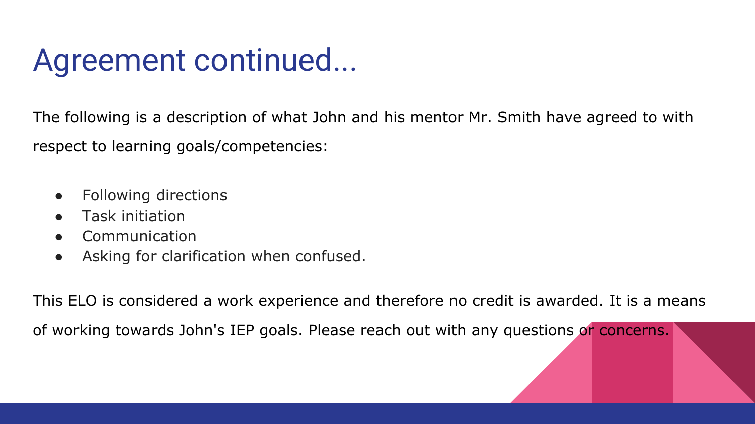# Agreement continued...

The following is a description of what John and his mentor Mr. Smith have agreed to with respect to learning goals/competencies:

- Following directions
- Task initiation
- Communication
- Asking for clarification when confused.

This ELO is considered a work experience and therefore no credit is awarded. It is a means of working towards John's IEP goals. Please reach out with any questions or concerns.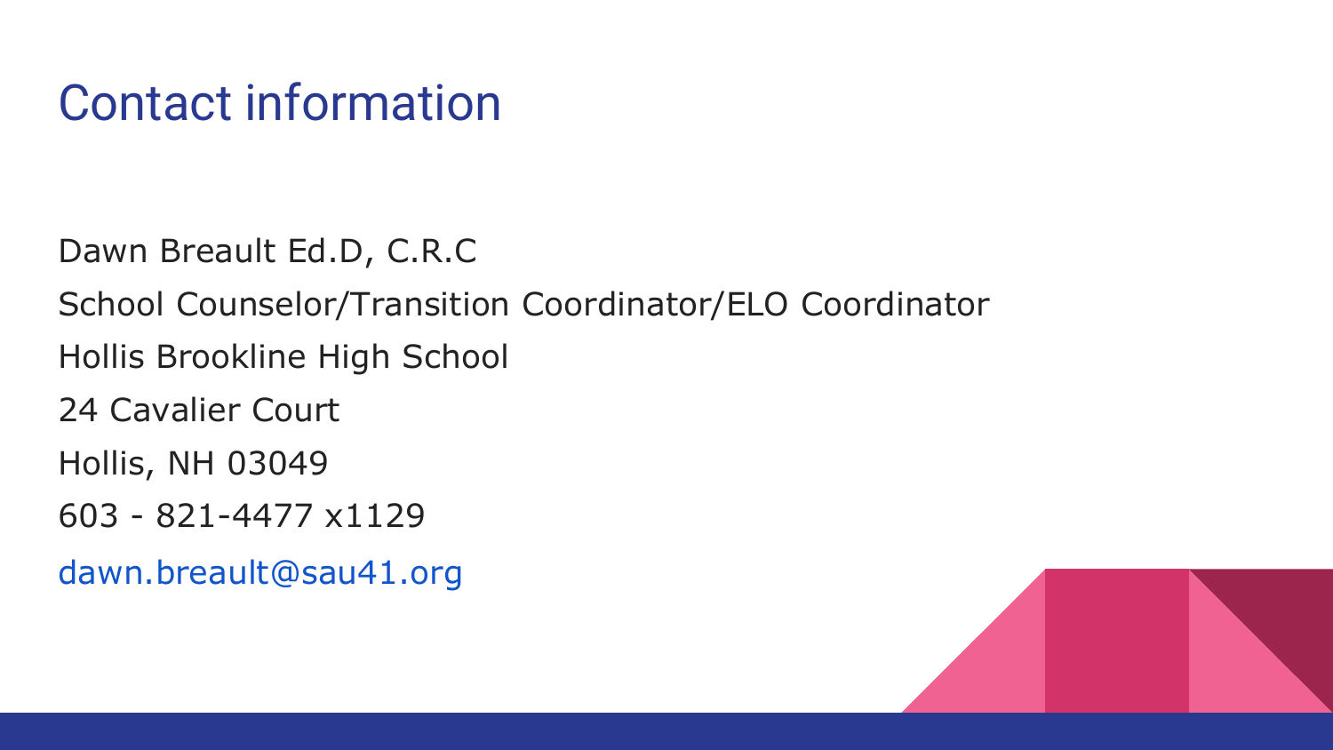# Contact information

Dawn Breault Ed.D, C.R.C

School Counselor/Transition Coordinator/ELO Coordinator

Hollis Brookline High School

24 Cavalier Court

Hollis, NH 03049

603 - 821-4477 x1129

dawn.breault@sau41.org